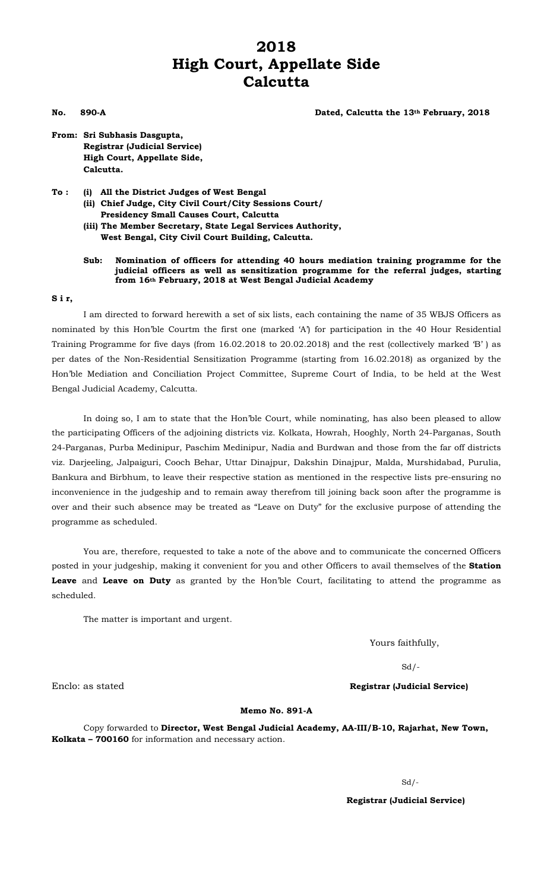# 2018
# High Court, Appellate Side
# Calcutta

**No. 890-A** **Dated, Calcutta the 13th February, 2018**

**From: Sri Subhasis Dasgupta,**
**Registrar (Judicial Service)**
**High Court, Appellate Side,**
**Calcutta.**

**To : (i) All the District Judges of West Bengal**
**(ii) Chief Judge, City Civil Court/City Sessions Court/ Presidency Small Causes Court, Calcutta**
**(iii) The Member Secretary, State Legal Services Authority, West Bengal, City Civil Court Building, Calcutta.**

**Sub: Nomination of officers for attending 40 hours mediation training programme for the judicial officers as well as sensitization programme for the referral judges, starting from 16th February, 2018 at West Bengal Judicial Academy**

**S i r,**

I am directed to forward herewith a set of six lists, each containing the name of 35 WBJS Officers as nominated by this Hon'ble Courtm the first one (marked 'A') for participation in the 40 Hour Residential Training Programme for five days (from 16.02.2018 to 20.02.2018) and the rest (collectively marked 'B' ) as per dates of the Non-Residential Sensitization Programme (starting from 16.02.2018) as organized by the Hon'ble Mediation and Conciliation Project Committee, Supreme Court of India, to be held at the West Bengal Judicial Academy, Calcutta.

In doing so, I am to state that the Hon'ble Court, while nominating, has also been pleased to allow the participating Officers of the adjoining districts viz. Kolkata, Howrah, Hooghly, North 24-Parganas, South 24-Parganas, Purba Medinipur, Paschim Medinipur, Nadia and Burdwan and those from the far off districts viz. Darjeeling, Jalpaiguri, Cooch Behar, Uttar Dinajpur, Dakshin Dinajpur, Malda, Murshidabad, Purulia, Bankura and Birbhum, to leave their respective station as mentioned in the respective lists pre-ensuring no inconvenience in the judgeship and to remain away therefrom till joining back soon after the programme is over and their such absence may be treated as "Leave on Duty" for the exclusive purpose of attending the programme as scheduled.

You are, therefore, requested to take a note of the above and to communicate the concerned Officers posted in your judgeship, making it convenient for you and other Officers to avail themselves of the **Station Leave** and **Leave on Duty** as granted by the Hon'ble Court, facilitating to attend the programme as scheduled.

The matter is important and urgent.

Yours faithfully,

Sd/-

Enclo: as stated **Registrar (Judicial Service)**

**Memo No. 891-A**

Copy forwarded to **Director, West Bengal Judicial Academy, AA-III/B-10, Rajarhat, New Town, Kolkata – 700160** for information and necessary action.

Sd/-

**Registrar (Judicial Service)**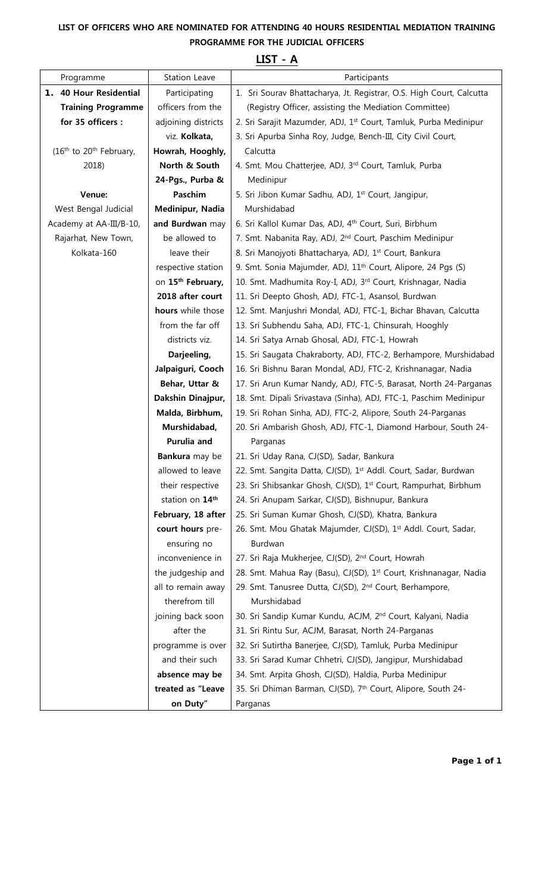**LIST OF OFFICERS WHO ARE NOMINATED FOR ATTENDING 40 HOURS RESIDENTIAL MEDIATION TRAINING PROGRAMME FOR THE JUDICIAL OFFICERS**

## LIST - A

| Programme | Station Leave | Participants |
|---|---|---|
| **1. 40 Hour Residential Training Programme for 35 officers :**<br><br>(16th to 20th February, 2018)<br><br>**Venue:**<br>West Bengal Judicial Academy at AA-III/B-10, Rajarhat, New Town, Kolkata-160 | Participating officers from the adjoining districts viz. **Kolkata, Howrah, Hooghly, North & South 24-Pgs., Purba & Paschim Medinipur, Nadia and Burdwan** may be allowed to leave their respective station on **15th February, 2018 after court hours** while those from the far off districts viz. **Darjeeling, Jalpaiguri, Cooch Behar, Uttar & Dakshin Dinajpur, Malda, Birbhum, Murshidabad, Purulia and Bankura** may be allowed to leave their respective station on **14th February, 18 after court hours** pre-ensuring no inconvenience in the judgeship and all to remain away therefrom till joining back soon after the programme is over and their such **absence may be treated as "Leave on Duty"** | 1. Sri Sourav Bhattacharya, Jt. Registrar, O.S. High Court, Calcutta (Registry Officer, assisting the Mediation Committee)<br>2. Sri Sarajit Mazumder, ADJ, 1st Court, Tamluk, Purba Medinipur<br>3. Sri Apurba Sinha Roy, Judge, Bench-III, City Civil Court, Calcutta<br>4. Smt. Mou Chatterjee, ADJ, 3rd Court, Tamluk, Purba Medinipur<br>5. Sri Jibon Kumar Sadhu, ADJ, 1st Court, Jangipur, Murshidabad<br>6. Sri Kallol Kumar Das, ADJ, 4th Court, Suri, Birbhum<br>7. Smt. Nabanita Ray, ADJ, 2nd Court, Paschim Medinipur<br>8. Sri Manojyoti Bhattacharya, ADJ, 1st Court, Bankura<br>9. Smt. Sonia Majumder, ADJ, 11th Court, Alipore, 24 Pgs (S)<br>10. Smt. Madhumita Roy-I, ADJ, 3rd Court, Krishnagar, Nadia<br>11. Sri Deepto Ghosh, ADJ, FTC-1, Asansol, Burdwan<br>12. Smt. Manjushri Mondal, ADJ, FTC-1, Bichar Bhavan, Calcutta<br>13. Sri Subhendu Saha, ADJ, FTC-1, Chinsurah, Hooghly<br>14. Sri Satya Arnab Ghosal, ADJ, FTC-1, Howrah<br>15. Sri Saugata Chakraborty, ADJ, FTC-2, Berhampore, Murshidabad<br>16. Sri Bishnu Baran Mondal, ADJ, FTC-2, Krishnanagar, Nadia<br>17. Sri Arun Kumar Nandy, ADJ, FTC-5, Barasat, North 24-Parganas<br>18. Smt. Dipali Srivastava (Sinha), ADJ, FTC-1, Paschim Medinipur<br>19. Sri Rohan Sinha, ADJ, FTC-2, Alipore, South 24-Parganas<br>20. Sri Ambarish Ghosh, ADJ, FTC-1, Diamond Harbour, South 24-Parganas<br>21. Sri Uday Rana, CJ(SD), Sadar, Bankura<br>22. Smt. Sangita Datta, CJ(SD), 1st Addl. Court, Sadar, Burdwan<br>23. Sri Shibsankar Ghosh, CJ(SD), 1st Court, Rampurhat, Birbhum<br>24. Sri Anupam Sarkar, CJ(SD), Bishnupur, Bankura<br>25. Sri Suman Kumar Ghosh, CJ(SD), Khatra, Bankura<br>26. Smt. Mou Ghatak Majumder, CJ(SD), 1st Addl. Court, Sadar, Burdwan<br>27. Sri Raja Mukherjee, CJ(SD), 2nd Court, Howrah<br>28. Smt. Mahua Ray (Basu), CJ(SD), 1st Court, Krishnanagar, Nadia<br>29. Smt. Tanusree Dutta, CJ(SD), 2nd Court, Berhampore, Murshidabad<br>30. Sri Sandip Kumar Kundu, ACJM, 2nd Court, Kalyani, Nadia<br>31. Sri Rintu Sur, ACJM, Barasat, North 24-Parganas<br>32. Sri Sutirtha Banerjee, CJ(SD), Tamluk, Purba Medinipur<br>33. Sri Sarad Kumar Chhetri, CJ(SD), Jangipur, Murshidabad<br>34. Smt. Arpita Ghosh, CJ(SD), Haldia, Purba Medinipur<br>35. Sri Dhiman Barman, CJ(SD), 7th Court, Alipore, South 24-Parganas |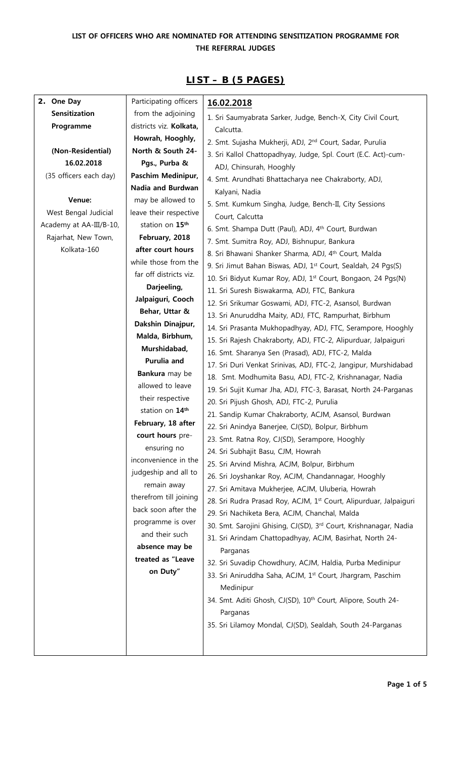**LIST OF OFFICERS WHO ARE NOMINATED FOR ATTENDING SENSITIZATION PROGRAMME FOR THE REFERRAL JUDGES**

## LIST – B (5 PAGES)

| **2. One Day Sensitization Programme**<br><br>**(Non-Residential)**<br>**16.02.2018**<br>(35 officers each day)<br><br>**Venue:**<br>West Bengal Judicial Academy at AA-III/B-10, Rajarhat, New Town, Kolkata-160 | Participating officers from the adjoining districts viz. **Kolkata, Howrah, Hooghly, North & South 24-Pgs., Purba & Paschim Medinipur, Nadia and Burdwan** may be allowed to leave their respective station on **15th February, 2018 after court hours** while those from the far off districts viz. **Darjeeling, Jalpaiguri, Cooch Behar, Uttar & Dakshin Dinajpur, Malda, Birbhum, Murshidabad, Purulia and Bankura** may be allowed to leave their respective station on **14th February, 18 after court hours** pre-ensuring no inconvenience in the judgeship and all to remain away therefrom till joining back soon after the programme is over and their such **absence may be treated as "Leave on Duty"** | **16.02.2018**<br>1. Sri Saumyabrata Sarker, Judge, Bench-X, City Civil Court, Calcutta.<br>2. Smt. Sujasha Mukherji, ADJ, 2nd Court, Sadar, Purulia<br>3. Sri Kallol Chattopadhyay, Judge, Spl. Court (E.C. Act)-cum-ADJ, Chinsurah, Hooghly<br>4. Smt. Arundhati Bhattacharya nee Chakraborty, ADJ, Kalyani, Nadia<br>5. Smt. Kumkum Singha, Judge, Bench-II, City Sessions Court, Calcutta<br>6. Smt. Shampa Dutt (Paul), ADJ, 4th Court, Burdwan<br>7. Smt. Sumitra Roy, ADJ, Bishnupur, Bankura<br>8. Sri Bhawani Shanker Sharma, ADJ, 4th Court, Malda<br>9. Sri Jimut Bahan Biswas, ADJ, 1st Court, Sealdah, 24 Pgs(S)<br>10. Sri Bidyut Kumar Roy, ADJ, 1st Court, Bongaon, 24 Pgs(N)<br>11. Sri Suresh Biswakarma, ADJ, FTC, Bankura<br>12. Sri Srikumar Goswami, ADJ, FTC-2, Asansol, Burdwan<br>13. Sri Anuruddha Maity, ADJ, FTC, Rampurhat, Birbhum<br>14. Sri Prasanta Mukhopadhyay, ADJ, FTC, Serampore, Hooghly<br>15. Sri Rajesh Chakraborty, ADJ, FTC-2, Alipurduar, Jalpaiguri<br>16. Smt. Sharanya Sen (Prasad), ADJ, FTC-2, Malda<br>17. Sri Duri Venkat Srinivas, ADJ, FTC-2, Jangipur, Murshidabad<br>18. Smt. Modhumita Basu, ADJ, FTC-2, Krishnanagar, Nadia<br>19. Sri Sujit Kumar Jha, ADJ, FTC-3, Barasat, North 24-Parganas<br>20. Sri Pijush Ghosh, ADJ, FTC-2, Purulia<br>21. Sandip Kumar Chakraborty, ACJM, Asansol, Burdwan<br>22. Sri Anindya Banerjee, CJ(SD), Bolpur, Birbhum<br>23. Smt. Ratna Roy, CJ(SD), Serampore, Hooghly<br>24. Sri Subhajit Basu, CJM, Howrah<br>25. Sri Arvind Mishra, ACJM, Bolpur, Birbhum<br>26. Sri Joyshankar Roy, ACJM, Chandannagar, Hooghly<br>27. Sri Amitava Mukherjee, ACJM, Uluberia, Howrah<br>28. Sri Rudra Prasad Roy, ACJM, 1st Court, Alipurduar, Jalpaiguri<br>29. Sri Nachiketa Bera, ACJM, Chanchal, Malda<br>30. Smt. Sarojini Ghising, CJ(SD), 3rd Court, Krishnanagar, Nadia<br>31. Sri Arindam Chattopadhyay, ACJM, Basirhat, North 24-Parganas<br>32. Sri Suvadip Chowdhury, ACJM, Haldia, Purba Medinipur<br>33. Sri Aniruddha Saha, ACJM, 1st Court, Jhargram, Paschim Medinipur<br>34. Smt. Aditi Ghosh, CJ(SD), 10th Court, Alipore, South 24-Parganas<br>35. Sri Lilamoy Mondal, CJ(SD), Sealdah, South 24-Parganas |
|---|---|---|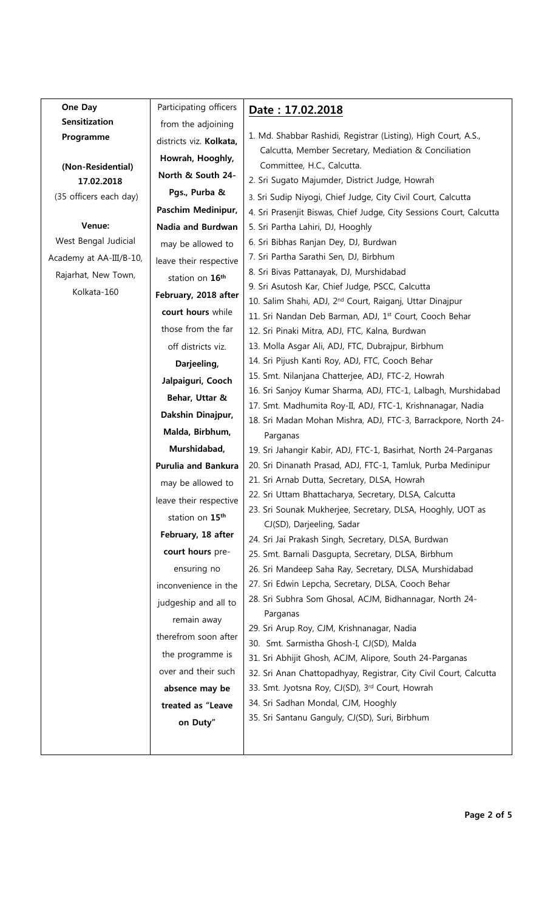| **One Day Sensitization Programme**<br><br>**(Non-Residential)**<br>**17.02.2018**<br>(35 officers each day)<br><br>**Venue:**<br>West Bengal Judicial Academy at AA-III/B-10, Rajarhat, New Town, Kolkata-160 | Participating officers from the adjoining districts viz. **Kolkata, Howrah, Hooghly, North & South 24-Pgs., Purba & Paschim Medinipur, Nadia and Burdwan** may be allowed to leave their respective station on **16th February, 2018 after court hours** while those from the far off districts viz. **Darjeeling, Jalpaiguri, Cooch Behar, Uttar & Dakshin Dinajpur, Malda, Birbhum, Murshidabad, Purulia and Bankura** may be allowed to leave their respective station on **15th February, 18 after court hours** pre-ensuring no inconvenience in the judgeship and all to remain away therefrom soon after the programme is over and their such **absence may be treated as "Leave on Duty"** | **Date : 17.02.2018**<br><br>1. Md. Shabbar Rashidi, Registrar (Listing), High Court, A.S., Calcutta, Member Secretary, Mediation & Conciliation Committee, H.C., Calcutta.<br>2. Sri Sugato Majumder, District Judge, Howrah<br>3. Sri Sudip Niyogi, Chief Judge, City Civil Court, Calcutta<br>4. Sri Prasenjit Biswas, Chief Judge, City Sessions Court, Calcutta<br>5. Sri Partha Lahiri, DJ, Hooghly<br>6. Sri Bibhas Ranjan Dey, DJ, Burdwan<br>7. Sri Partha Sarathi Sen, DJ, Birbhum<br>8. Sri Bivas Pattanayak, DJ, Murshidabad<br>9. Sri Asutosh Kar, Chief Judge, PSCC, Calcutta<br>10. Salim Shahi, ADJ, 2nd Court, Raiganj, Uttar Dinajpur<br>11. Sri Nandan Deb Barman, ADJ, 1st Court, Cooch Behar<br>12. Sri Pinaki Mitra, ADJ, FTC, Kalna, Burdwan<br>13. Molla Asgar Ali, ADJ, FTC, Dubrajpur, Birbhum<br>14. Sri Pijush Kanti Roy, ADJ, FTC, Cooch Behar<br>15. Smt. Nilanjana Chatterjee, ADJ, FTC-2, Howrah<br>16. Sri Sanjoy Kumar Sharma, ADJ, FTC-1, Lalbagh, Murshidabad<br>17. Smt. Madhumita Roy-II, ADJ, FTC-1, Krishnanagar, Nadia<br>18. Sri Madan Mohan Mishra, ADJ, FTC-3, Barrackpore, North 24-Parganas<br>19. Sri Jahangir Kabir, ADJ, FTC-1, Basirhat, North 24-Parganas<br>20. Sri Dinanath Prasad, ADJ, FTC-1, Tamluk, Purba Medinipur<br>21. Sri Arnab Dutta, Secretary, DLSA, Howrah<br>22. Sri Uttam Bhattacharya, Secretary, DLSA, Calcutta<br>23. Sri Sounak Mukherjee, Secretary, DLSA, Hooghly, UOT as CJ(SD), Darjeeling, Sadar<br>24. Sri Jai Prakash Singh, Secretary, DLSA, Burdwan<br>25. Smt. Barnali Dasgupta, Secretary, DLSA, Birbhum<br>26. Sri Mandeep Saha Ray, Secretary, DLSA, Murshidabad<br>27. Sri Edwin Lepcha, Secretary, DLSA, Cooch Behar<br>28. Sri Subhra Som Ghosal, ACJM, Bidhannagar, North 24-Parganas<br>29. Sri Arup Roy, CJM, Krishnanagar, Nadia<br>30. Smt. Sarmistha Ghosh-I, CJ(SD), Malda<br>31. Sri Abhijit Ghosh, ACJM, Alipore, South 24-Parganas<br>32. Sri Anan Chattopadhyay, Registrar, City Civil Court, Calcutta<br>33. Smt. Jyotsna Roy, CJ(SD), 3rd Court, Howrah<br>34. Sri Sadhan Mondal, CJM, Hooghly<br>35. Sri Santanu Ganguly, CJ(SD), Suri, Birbhum |
|---|---|---|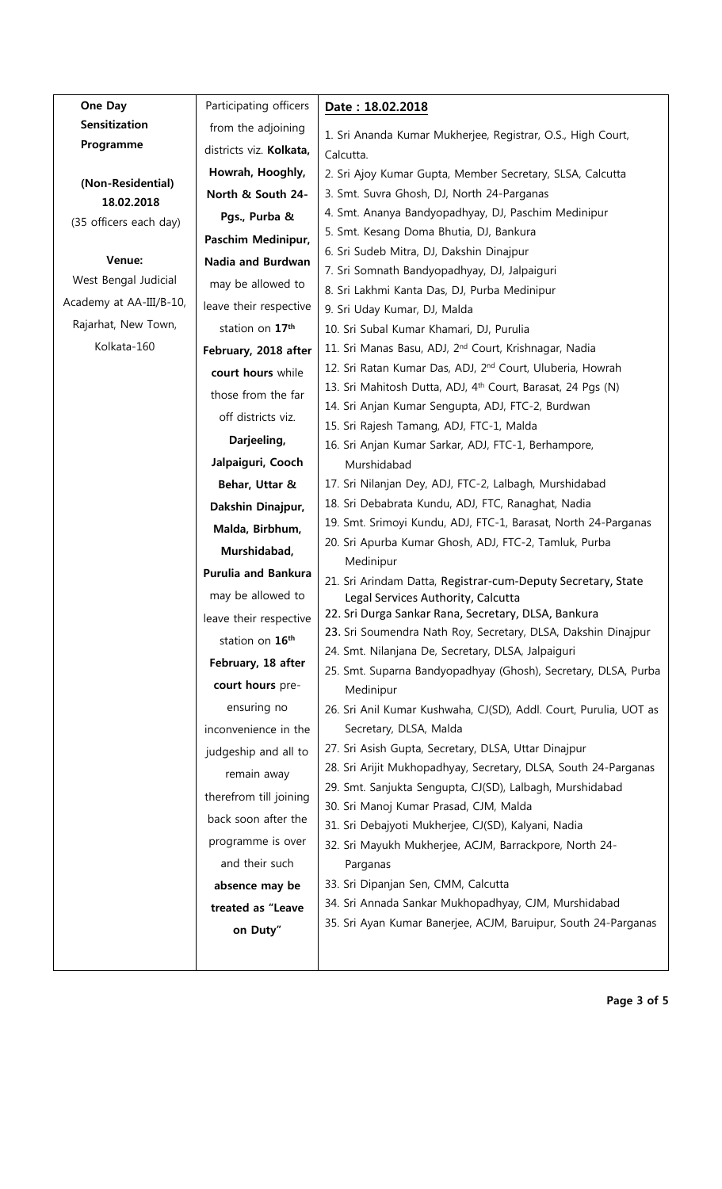| **One Day Sensitization Programme** <br><br> **(Non-Residential) 18.02.2018** <br> (35 officers each day) <br><br> **Venue:** <br> West Bengal Judicial Academy at AA-III/B-10, Rajarhat, New Town, Kolkata-160 | Participating officers from the adjoining districts viz. **Kolkata, Howrah, Hooghly, North & South 24-Pgs., Purba & Paschim Medinipur, Nadia and Burdwan** may be allowed to leave their respective station on **17th February, 2018 after court hours** while those from the far off districts viz. **Darjeeling, Jalpaiguri, Cooch Behar, Uttar & Dakshin Dinajpur, Malda, Birbhum, Murshidabad, Purulia and Bankura** may be allowed to leave their respective station on **16th February, 18 after court hours** pre-ensuring no inconvenience in the judgeship and all to remain away therefrom till joining back soon after the programme is over and their such **absence may be treated as "Leave on Duty"** | **Date : 18.02.2018** <br><br> 1. Sri Ananda Kumar Mukherjee, Registrar, O.S., High Court, Calcutta. <br> 2. Sri Ajoy Kumar Gupta, Member Secretary, SLSA, Calcutta <br> 3. Smt. Suvra Ghosh, DJ, North 24-Parganas <br> 4. Smt. Ananya Bandyopadhyay, DJ, Paschim Medinipur <br> 5. Smt. Kesang Doma Bhutia, DJ, Bankura <br> 6. Sri Sudeb Mitra, DJ, Dakshin Dinajpur <br> 7. Sri Somnath Bandyopadhyay, DJ, Jalpaiguri <br> 8. Sri Lakhmi Kanta Das, DJ, Purba Medinipur <br> 9. Sri Uday Kumar, DJ, Malda <br> 10. Sri Subal Kumar Khamari, DJ, Purulia <br> 11. Sri Manas Basu, ADJ, 2nd Court, Krishnagar, Nadia <br> 12. Sri Ratan Kumar Das, ADJ, 2nd Court, Uluberia, Howrah <br> 13. Sri Mahitosh Dutta, ADJ, 4th Court, Barasat, 24 Pgs (N) <br> 14. Sri Anjan Kumar Sengupta, ADJ, FTC-2, Burdwan <br> 15. Sri Rajesh Tamang, ADJ, FTC-1, Malda <br> 16. Sri Anjan Kumar Sarkar, ADJ, FTC-1, Berhampore, Murshidabad <br> 17. Sri Nilanjan Dey, ADJ, FTC-2, Lalbagh, Murshidabad <br> 18. Sri Debabrata Kundu, ADJ, FTC, Ranaghat, Nadia <br> 19. Smt. Srimoyi Kundu, ADJ, FTC-1, Barasat, North 24-Parganas <br> 20. Sri Apurba Kumar Ghosh, ADJ, FTC-2, Tamluk, Purba Medinipur <br> 21. Sri Arindam Datta, Registrar-cum-Deputy Secretary, State Legal Services Authority, Calcutta <br> 22. Sri Durga Sankar Rana, Secretary, DLSA, Bankura <br> 23. Sri Soumendra Nath Roy, Secretary, DLSA, Dakshin Dinajpur <br> 24. Smt. Nilanjana De, Secretary, DLSA, Jalpaiguri <br> 25. Smt. Suparna Bandyopadhyay (Ghosh), Secretary, DLSA, Purba Medinipur <br> 26. Sri Anil Kumar Kushwaha, CJ(SD), Addl. Court, Purulia, UOT as Secretary, DLSA, Malda <br> 27. Sri Asish Gupta, Secretary, DLSA, Uttar Dinajpur <br> 28. Sri Arijit Mukhopadhyay, Secretary, DLSA, South 24-Parganas <br> 29. Smt. Sanjukta Sengupta, CJ(SD), Lalbagh, Murshidabad <br> 30. Sri Manoj Kumar Prasad, CJM, Malda <br> 31. Sri Debajyoti Mukherjee, CJ(SD), Kalyani, Nadia <br> 32. Sri Mayukh Mukherjee, ACJM, Barrackpore, North 24-Parganas <br> 33. Sri Dipanjan Sen, CMM, Calcutta <br> 34. Sri Annada Sankar Mukhopadhyay, CJM, Murshidabad <br> 35. Sri Ayan Kumar Banerjee, ACJM, Baruipur, South 24-Parganas |
|---|---|---|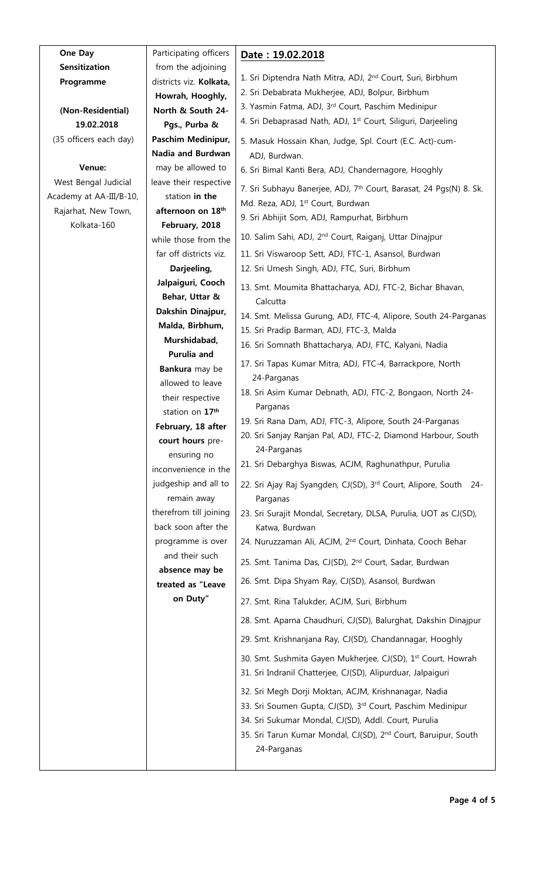| One Day Sensitization Programme<br><br>(Non-Residential)<br>19.02.2018<br>(35 officers each day)<br><br>Venue:<br>West Bengal Judicial Academy at AA-III/B-10, Rajarhat, New Town, Kolkata-160 | Participating officers from the adjoining districts viz. **Kolkata, Howrah, Hooghly, North & South 24-Pgs., Purba & Paschim Medinipur, Nadia and Burdwan** may be allowed to leave their respective station **in the afternoon on 18th February, 2018** while those from the far off districts viz. **Darjeeling, Jalpaiguri, Cooch Behar, Uttar & Dakshin Dinajpur, Malda, Birbhum, Murshidabad, Purulia and Bankura** may be allowed to leave their respective station on **17th February, 18 after court hours** pre-ensuring no inconvenience in the judgeship and all to remain away therefrom till joining back soon after the programme is over and their such **absence may be treated as "Leave on Duty"** | **Date : 19.02.2018**<br><br>1. Sri Diptendra Nath Mitra, ADJ, 2nd Court, Suri, Birbhum<br>2. Sri Debabrata Mukherjee, ADJ, Bolpur, Birbhum<br>3. Yasmin Fatma, ADJ, 3rd Court, Paschim Medinipur<br>4. Sri Debaprasad Nath, ADJ, 1st Court, Siliguri, Darjeeling<br>5. Masuk Hossain Khan, Judge, Spl. Court (E.C. Act)-cum-ADJ, Burdwan.<br>6. Sri Bimal Kanti Bera, ADJ, Chandernagore, Hooghly<br>7. Sri Subhayu Banerjee, ADJ, 7th Court, Barasat, 24 Pgs(N) 8. Sk. Md. Reza, ADJ, 1st Court, Burdwan<br>9. Sri Abhijit Som, ADJ, Rampurhat, Birbhum<br>10. Salim Sahi, ADJ, 2nd Court, Raiganj, Uttar Dinajpur<br>11. Sri Viswaroop Sett, ADJ, FTC-1, Asansol, Burdwan<br>12. Sri Umesh Singh, ADJ, FTC, Suri, Birbhum<br>13. Smt. Moumita Bhattacharya, ADJ, FTC-2, Bichar Bhavan, Calcutta<br>14. Smt. Melissa Gurung, ADJ, FTC-4, Alipore, South 24-Parganas<br>15. Sri Pradip Barman, ADJ, FTC-3, Malda<br>16. Sri Somnath Bhattacharya, ADJ, FTC, Kalyani, Nadia<br>17. Sri Tapas Kumar Mitra, ADJ, FTC-4, Barrackpore, North 24-Parganas<br>18. Sri Asim Kumar Debnath, ADJ, FTC-2, Bongaon, North 24-Parganas<br>19. Sri Rana Dam, ADJ, FTC-3, Alipore, South 24-Parganas<br>20. Sri Sanjay Ranjan Pal, ADJ, FTC-2, Diamond Harbour, South 24-Parganas<br>21. Sri Debarghya Biswas, ACJM, Raghunathpur, Purulia<br>22. Sri Ajay Raj Syangden, CJ(SD), 3rd Court, Alipore, South 24-Parganas<br>23. Sri Surajit Mondal, Secretary, DLSA, Purulia, UOT as CJ(SD), Katwa, Burdwan<br>24. Nuruzzaman Ali, ACJM, 2nd Court, Dinhata, Cooch Behar<br>25. Smt. Tanima Das, CJ(SD), 2nd Court, Sadar, Burdwan<br>26. Smt. Dipa Shyam Ray, CJ(SD), Asansol, Burdwan<br>27. Smt. Rina Talukder, ACJM, Suri, Birbhum<br>28. Smt. Aparna Chaudhuri, CJ(SD), Balurghat, Dakshin Dinajpur<br>29. Smt. Krishnanjana Ray, CJ(SD), Chandannagar, Hooghly<br>30. Smt. Sushmita Gayen Mukherjee, CJ(SD), 1st Court, Howrah<br>31. Sri Indranil Chatterjee, CJ(SD), Alipurduar, Jalpaiguri<br>32. Sri Megh Dorji Moktan, ACJM, Krishnanagar, Nadia<br>33. Sri Soumen Gupta, CJ(SD), 3rd Court, Paschim Medinipur<br>34. Sri Sukumar Mondal, CJ(SD), Addl. Court, Purulia<br>35. Sri Tarun Kumar Mondal, CJ(SD), 2nd Court, Baruipur, South 24-Parganas |
|---|---|---|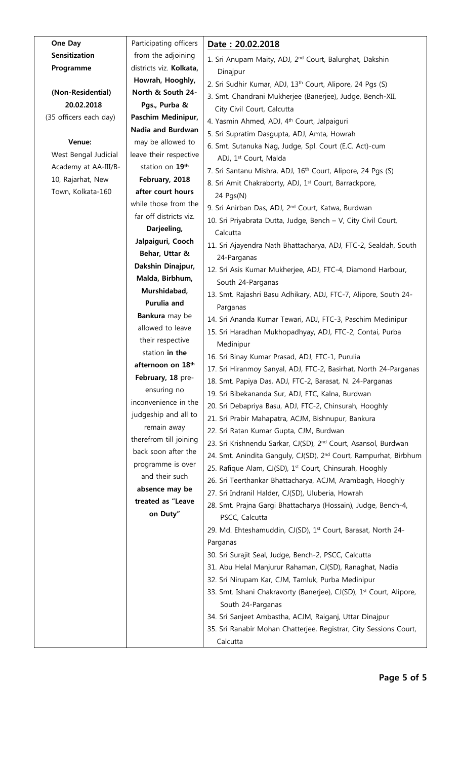| | | |
|---|---|---|
| **One Day Sensitization Programme**<br><br>**(Non-Residential)**<br>**20.02.2018**<br>(35 officers each day)<br><br>**Venue:**<br>West Bengal Judicial Academy at AA-III/B-10, Rajarhat, New Town, Kolkata-160 | Participating officers from the adjoining districts viz. **Kolkata, Howrah, Hooghly, North & South 24-Pgs., Purba & Paschim Medinipur, Nadia and Burdwan** may be allowed to leave their respective station on **19th February, 2018 after court hours** while those from the far off districts viz. **Darjeeling, Jalpaiguri, Cooch Behar, Uttar & Dakshin Dinajpur, Malda, Birbhum, Murshidabad, Purulia and Bankura** may be allowed to leave their respective station **in the afternoon on 18th February, 18** pre-ensuring no inconvenience in the judgeship and all to remain away therefrom till joining back soon after the programme is over and their such **absence may be treated as "Leave on Duty"** | **Date : 20.02.2018**<br>1. Sri Anupam Maity, ADJ, 2nd Court, Balurghat, Dakshin Dinajpur<br>2. Sri Sudhir Kumar, ADJ, 13th Court, Alipore, 24 Pgs (S)<br>3. Smt. Chandrani Mukherjee (Banerjee), Judge, Bench-XII, City Civil Court, Calcutta<br>4. Yasmin Ahmed, ADJ, 4th Court, Jalpaiguri<br>5. Sri Supratim Dasgupta, ADJ, Amta, Howrah<br>6. Smt. Sutanuka Nag, Judge, Spl. Court (E.C. Act)-cum ADJ, 1st Court, Malda<br>7. Sri Santanu Mishra, ADJ, 16th Court, Alipore, 24 Pgs (S)<br>8. Sri Amit Chakraborty, ADJ, 1st Court, Barrackpore, 24 Pgs(N)<br>9. Sri Anirban Das, ADJ, 2nd Court, Katwa, Burdwan<br>10. Sri Priyabrata Dutta, Judge, Bench – V, City Civil Court, Calcutta<br>11. Sri Ajayendra Nath Bhattacharya, ADJ, FTC-2, Sealdah, South 24-Parganas<br>12. Sri Asis Kumar Mukherjee, ADJ, FTC-4, Diamond Harbour, South 24-Parganas<br>13. Smt. Rajashri Basu Adhikary, ADJ, FTC-7, Alipore, South 24-Parganas<br>14. Sri Ananda Kumar Tewari, ADJ, FTC-3, Paschim Medinipur<br>15. Sri Haradhan Mukhopadhyay, ADJ, FTC-2, Contai, Purba Medinipur<br>16. Sri Binay Kumar Prasad, ADJ, FTC-1, Purulia<br>17. Sri Hiranmoy Sanyal, ADJ, FTC-2, Basirhat, North 24-Parganas<br>18. Smt. Papiya Das, ADJ, FTC-2, Barasat, N. 24-Parganas<br>19. Sri Bibekananda Sur, ADJ, FTC, Kalna, Burdwan<br>20. Sri Debapriya Basu, ADJ, FTC-2, Chinsurah, Hooghly<br>21. Sri Prabir Mahapatra, ACJM, Bishnupur, Bankura<br>22. Sri Ratan Kumar Gupta, CJM, Burdwan<br>23. Sri Krishnendu Sarkar, CJ(SD), 2nd Court, Asansol, Burdwan<br>24. Smt. Anindita Ganguly, CJ(SD), 2nd Court, Rampurhat, Birbhum<br>25. Rafique Alam, CJ(SD), 1st Court, Chinsurah, Hooghly<br>26. Sri Teerthankar Bhattacharya, ACJM, Arambagh, Hooghly<br>27. Sri Indranil Halder, CJ(SD), Uluberia, Howrah<br>28. Smt. Prajna Gargi Bhattacharya (Hossain), Judge, Bench-4, PSCC, Calcutta<br>29. Md. Ehteshamuddin, CJ(SD), 1st Court, Barasat, North 24-Parganas<br>30. Sri Surajit Seal, Judge, Bench-2, PSCC, Calcutta<br>31. Abu Helal Manjurur Rahaman, CJ(SD), Ranaghat, Nadia<br>32. Sri Nirupam Kar, CJM, Tamluk, Purba Medinipur<br>33. Smt. Ishani Chakravorty (Banerjee), CJ(SD), 1st Court, Alipore, South 24-Parganas<br>34. Sri Sanjeet Ambastha, ACJM, Raiganj, Uttar Dinajpur<br>35. Sri Ranabir Mohan Chatterjee, Registrar, City Sessions Court, Calcutta |